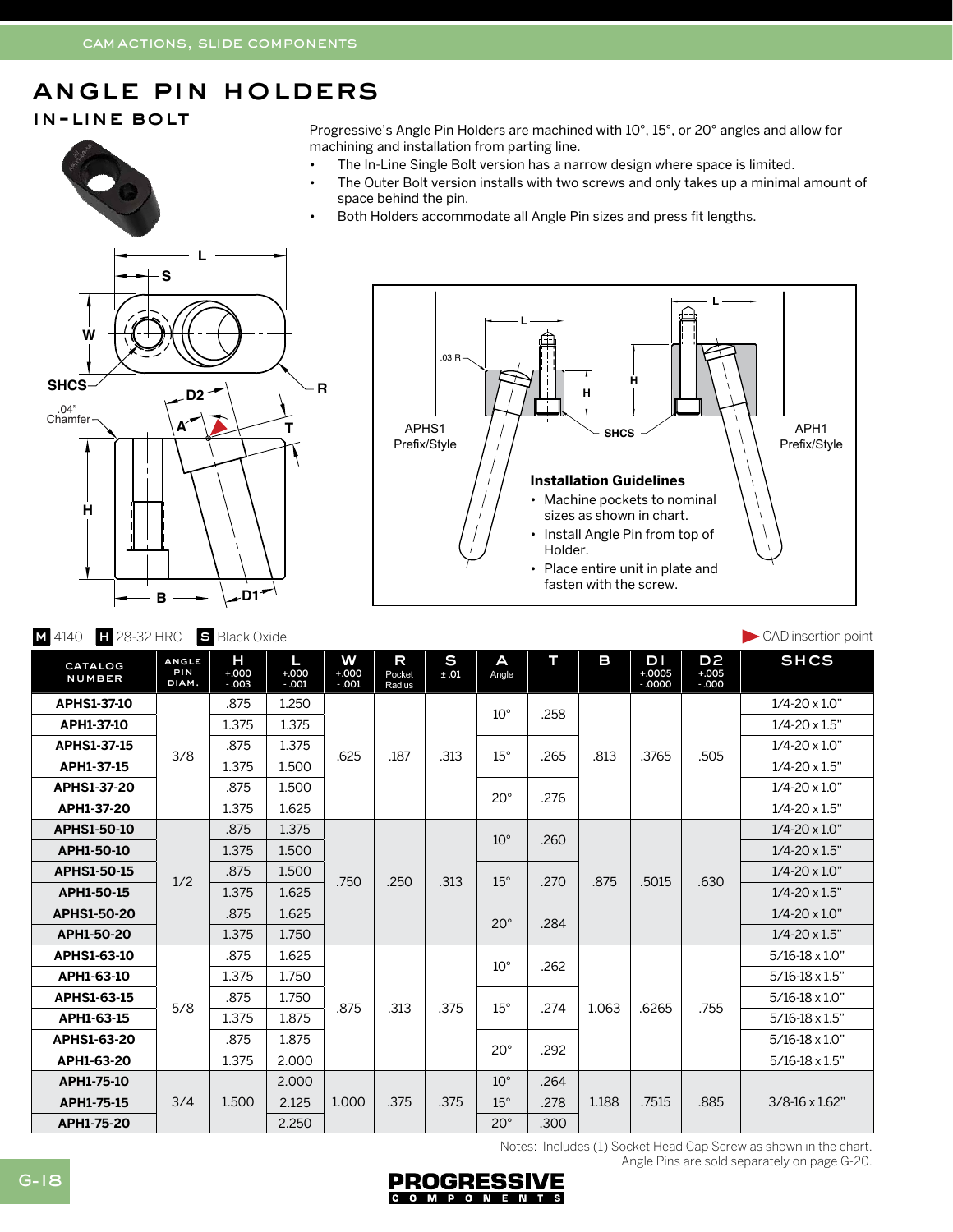CAM ACTIONS, SLIDE COMPONENTS

# ANGLE PIN HOLDERS

## IN-LINE BOLT

Progressive's Angle Pin Holders are machined with 10°, 15°, or 20° angles and allow for machining and installation from parting line.

- The In-Line Single Bolt version has a narrow design where space is limited.
- The Outer Bolt version installs with two screws and only takes up a minimal amount of space behind the pin.
- Both Holders accommodate all Angle Pin sizes and press fit lengths.

L, S, W, SHCS, D2, R, .04" Chamfer, A, T, H, B, D1

.03 R, L, H, APHS1 Prefix/Style, SHCS, APH1 Prefix/Style

**Installation Guidelines**

- Machine pockets to nominal sizes as shown in chart.
- Install Angle Pin from top of Holder.
- Place entire unit in plate and fasten with the screw.

**M** 4140 **H** 28-32 HRC **S** Black Oxide

CAD insertion point

| CATALOG NUMBER | ANGLE PIN DIAM. | H +.000 -.003 | L +.000 -.001 | W +.000 -.001 | R Pocket Radius | S ±.01 | A Angle | T | B | D1 +.0005 -.0000 | D2 +.005 -.000 | SHCS |
|---|---|---|---|---|---|---|---|---|---|---|---|---|
| APHS1-37-10 | 3/8 | .875 | 1.250 | .625 | .187 | .313 | 10° | .258 | .813 | .3765 | .505 | 1/4-20 x 1.0" |
| APH1-37-10 | | 1.375 | 1.375 | | | | | | | | | 1/4-20 x 1.5" |
| APHS1-37-15 | | .875 | 1.375 | | | | 15° | .265 | | | | 1/4-20 x 1.0" |
| APH1-37-15 | | 1.375 | 1.500 | | | | | | | | | 1/4-20 x 1.5" |
| APHS1-37-20 | | .875 | 1.500 | | | | 20° | .276 | | | | 1/4-20 x 1.0" |
| APH1-37-20 | | 1.375 | 1.625 | | | | | | | | | 1/4-20 x 1.5" |
| APHS1-50-10 | 1/2 | .875 | 1.375 | .750 | .250 | .313 | 10° | .260 | .875 | .5015 | .630 | 1/4-20 x 1.0" |
| APH1-50-10 | | 1.375 | 1.500 | | | | | | | | | 1/4-20 x 1.5" |
| APHS1-50-15 | | .875 | 1.500 | | | | 15° | .270 | | | | 1/4-20 x 1.0" |
| APH1-50-15 | | 1.375 | 1.625 | | | | | | | | | 1/4-20 x 1.5" |
| APHS1-50-20 | | .875 | 1.625 | | | | 20° | .284 | | | | 1/4-20 x 1.0" |
| APH1-50-20 | | 1.375 | 1.750 | | | | | | | | | 1/4-20 x 1.5" |
| APHS1-63-10 | 5/8 | .875 | 1.625 | .875 | .313 | .375 | 10° | .262 | 1.063 | .6265 | .755 | 5/16-18 x 1.0" |
| APH1-63-10 | | 1.375 | 1.750 | | | | | | | | | 5/16-18 x 1.5" |
| APHS1-63-15 | | .875 | 1.750 | | | | 15° | .274 | | | | 5/16-18 x 1.0" |
| APH1-63-15 | | 1.375 | 1.875 | | | | | | | | | 5/16-18 x 1.5" |
| APHS1-63-20 | | .875 | 1.875 | | | | 20° | .292 | | | | 5/16-18 x 1.0" |
| APH1-63-20 | | 1.375 | 2.000 | | | | | | | | | 5/16-18 x 1.5" |
| APH1-75-10 | 3/4 | 1.500 | 2.000 | 1.000 | .375 | .375 | 10° | .264 | 1.188 | .7515 | .885 | 3/8-16 x 1.62" |
| APH1-75-15 | | | 2.125 | | | | 15° | .278 | | | | |
| APH1-75-20 | | | 2.250 | | | | 20° | .300 | | | | |

Notes: Includes (1) Socket Head Cap Screw as shown in the chart.
Angle Pins are sold separately on page G-20.

PROGRESSIVE COMPONENTS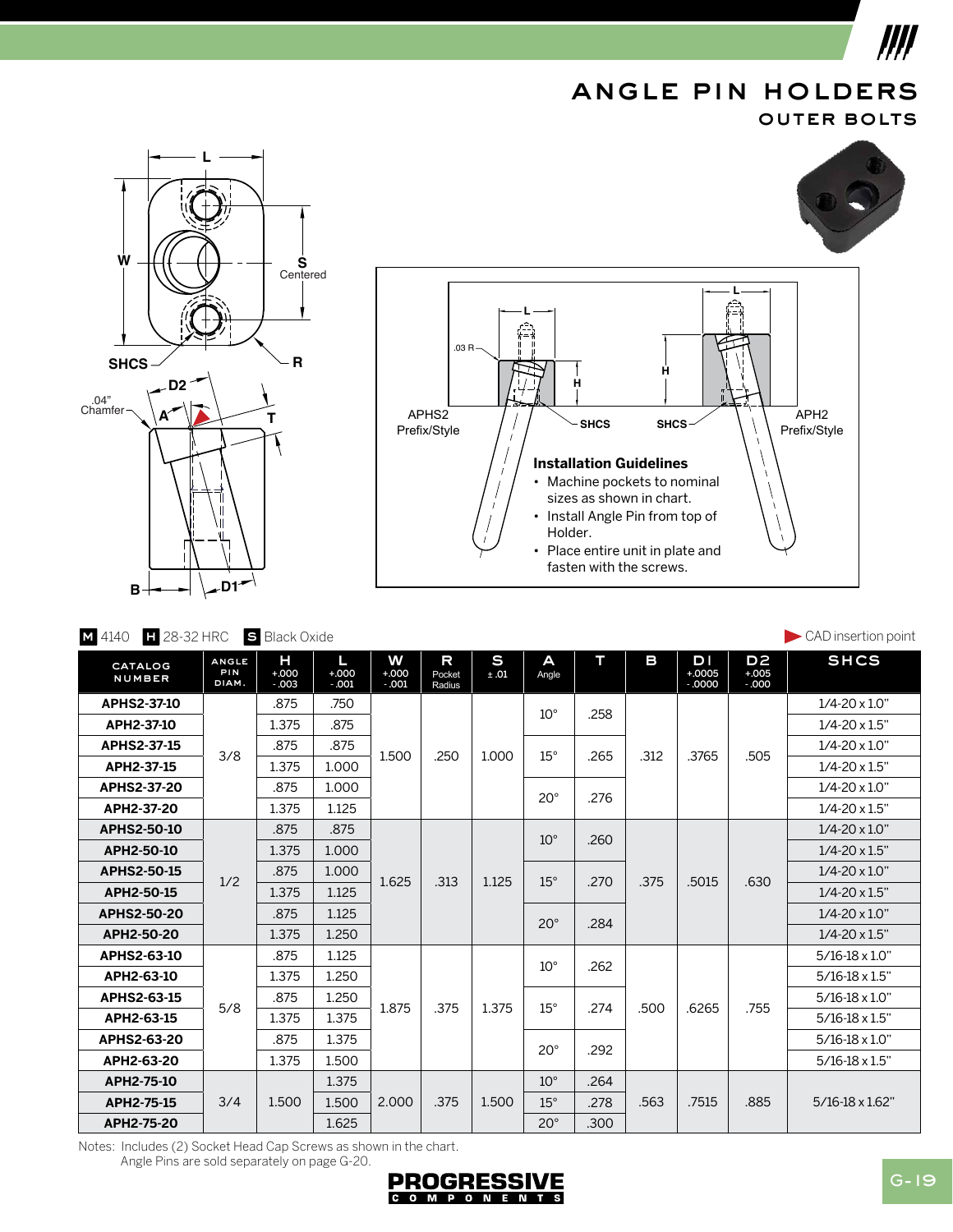# ANGLE PIN HOLDERS

## OUTER BOLTS

L

W

S Centered

SHCS

R

D2

.04" Chamfer

A

T

B

D1

.03 R

L

H

APHS2 Prefix/Style

SHCS

SHCS

APH2 Prefix/Style

**Installation Guidelines**

- Machine pockets to nominal sizes as shown in chart.
- Install Angle Pin from top of Holder.
- Place entire unit in plate and fasten with the screws.

**M** 4140 **H** 28-32 HRC **S** Black Oxide

CAD insertion point

| CATALOG NUMBER | ANGLE PIN DIAM. | H +.000 -.003 | L +.000 -.001 | W +.000 -.001 | R Pocket Radius | S ±.01 | A Angle | T | B | D1 +.0005 -.0000 | D2 +.005 -.000 | SHCS |
|---|---|---|---|---|---|---|---|---|---|---|---|---|
| APHS2-37-10 | 3/8 | .875 | .750 | 1.500 | .250 | 1.000 | 10° | .258 | .312 | .3765 | .505 | 1/4-20 x 1.0" |
| APH2-37-10 | | 1.375 | .875 | | | | | | | | | 1/4-20 x 1.5" |
| APHS2-37-15 | | .875 | .875 | | | | 15° | .265 | | | | 1/4-20 x 1.0" |
| APH2-37-15 | | 1.375 | 1.000 | | | | | | | | | 1/4-20 x 1.5" |
| APHS2-37-20 | | .875 | 1.000 | | | | 20° | .276 | | | | 1/4-20 x 1.0" |
| APH2-37-20 | | 1.375 | 1.125 | | | | | | | | | 1/4-20 x 1.5" |
| APHS2-50-10 | 1/2 | .875 | .875 | 1.625 | .313 | 1.125 | 10° | .260 | .375 | .5015 | .630 | 1/4-20 x 1.0" |
| APH2-50-10 | | 1.375 | 1.000 | | | | | | | | | 1/4-20 x 1.5" |
| APHS2-50-15 | | .875 | 1.000 | | | | 15° | .270 | | | | 1/4-20 x 1.0" |
| APH2-50-15 | | 1.375 | 1.125 | | | | | | | | | 1/4-20 x 1.5" |
| APHS2-50-20 | | .875 | 1.125 | | | | 20° | .284 | | | | 1/4-20 x 1.0" |
| APH2-50-20 | | 1.375 | 1.250 | | | | | | | | | 1/4-20 x 1.5" |
| APHS2-63-10 | 5/8 | .875 | 1.125 | 1.875 | .375 | 1.375 | 10° | .262 | .500 | .6265 | .755 | 5/16-18 x 1.0" |
| APH2-63-10 | | 1.375 | 1.250 | | | | | | | | | 5/16-18 x 1.5" |
| APHS2-63-15 | | .875 | 1.250 | | | | 15° | .274 | | | | 5/16-18 x 1.0" |
| APH2-63-15 | | 1.375 | 1.375 | | | | | | | | | 5/16-18 x 1.5" |
| APHS2-63-20 | | .875 | 1.375 | | | | 20° | .292 | | | | 5/16-18 x 1.0" |
| APH2-63-20 | | 1.375 | 1.500 | | | | | | | | | 5/16-18 x 1.5" |
| APH2-75-10 | 3/4 | 1.500 | 1.375 | 2.000 | .375 | 1.500 | 10° | .264 | .563 | .7515 | .885 | 5/16-18 x 1.62" |
| APH2-75-15 | | | 1.500 | | | | 15° | .278 | | | | |
| APH2-75-20 | | | 1.625 | | | | 20° | .300 | | | | |

Notes: Includes (2) Socket Head Cap Screws as shown in the chart.
Angle Pins are sold separately on page G-20.